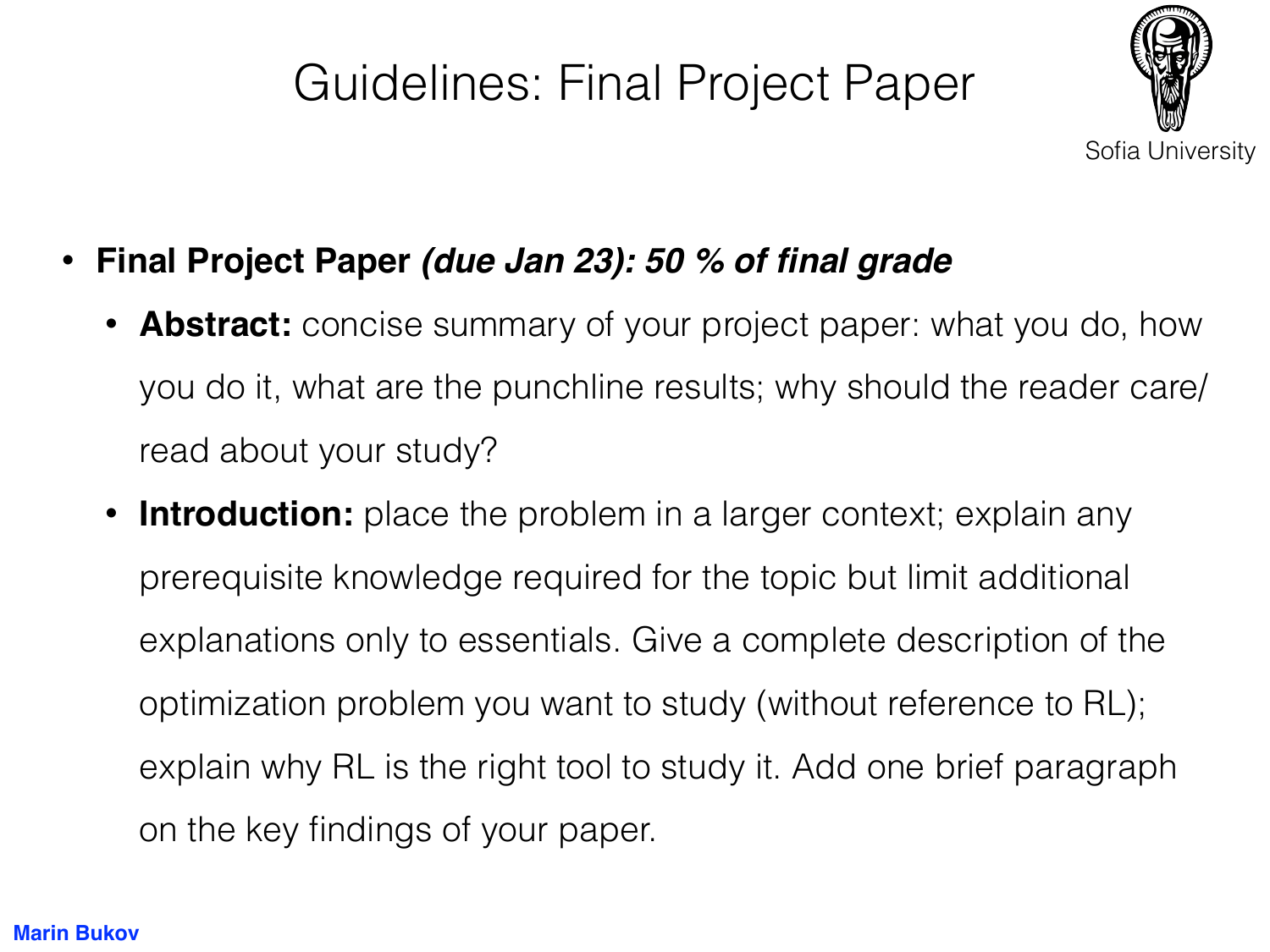# Guidelines: Final Project Paper

- **Final Project Paper** ***(due Jan 23): 50 % of final grade***
  - **Abstract:** concise summary of your project paper: what you do, how you do it, what are the punchline results; why should the reader care/read about your study?
  - **Introduction:** place the problem in a larger context; explain any prerequisite knowledge required for the topic but limit additional explanations only to essentials. Give a complete description of the optimization problem you want to study (without reference to RL); explain why RL is the right tool to study it. Add one brief paragraph on the key findings of your paper.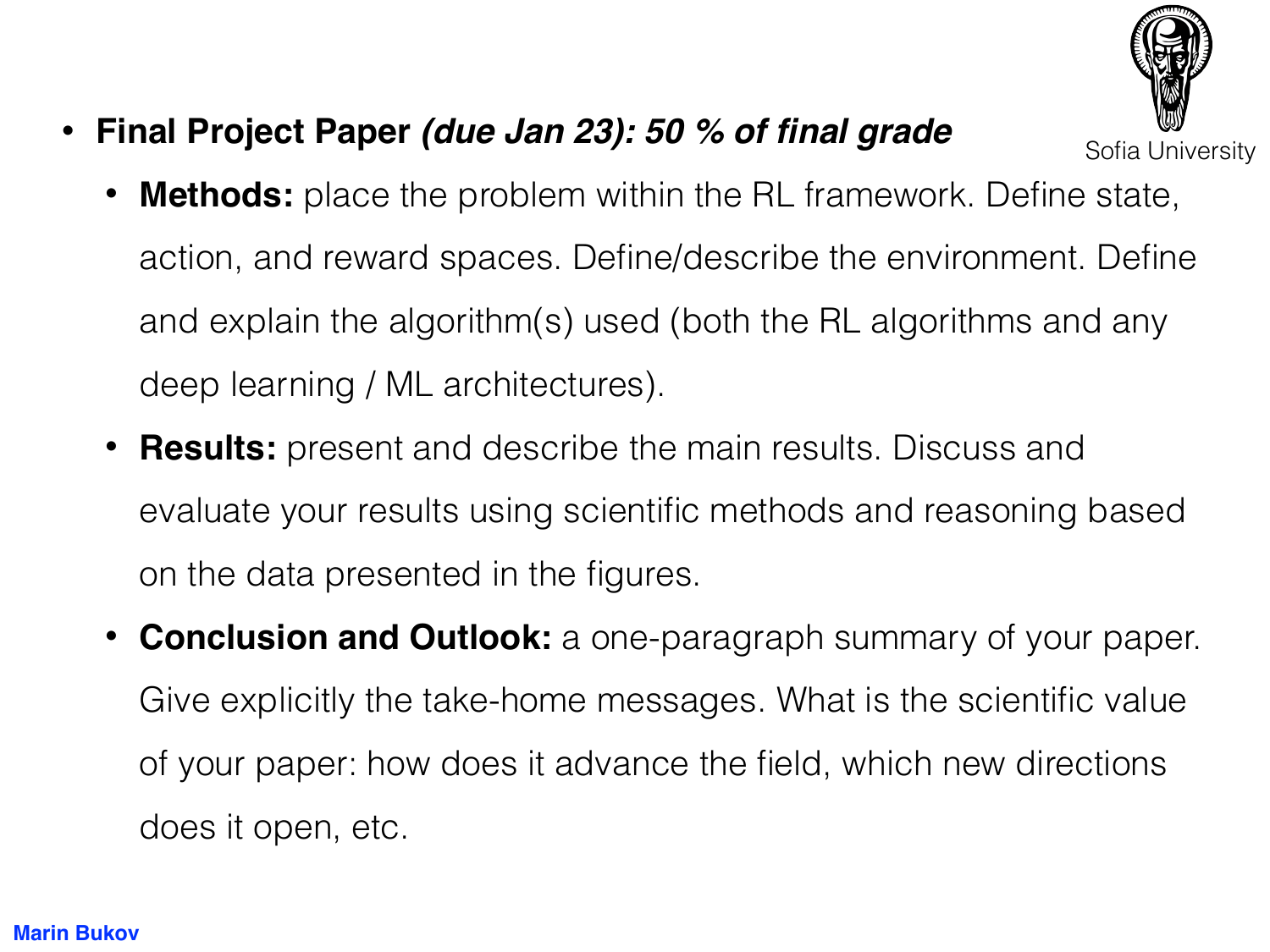- **Final Project Paper *(due Jan 23): 50 % of final grade***
  - **Methods:** place the problem within the RL framework. Define state, action, and reward spaces. Define/describe the environment. Define and explain the algorithm(s) used (both the RL algorithms and any deep learning / ML architectures).
  - **Results:** present and describe the main results. Discuss and evaluate your results using scientific methods and reasoning based on the data presented in the figures.
  - **Conclusion and Outlook:** a one-paragraph summary of your paper. Give explicitly the take-home messages. What is the scientific value of your paper: how does it advance the field, which new directions does it open, etc.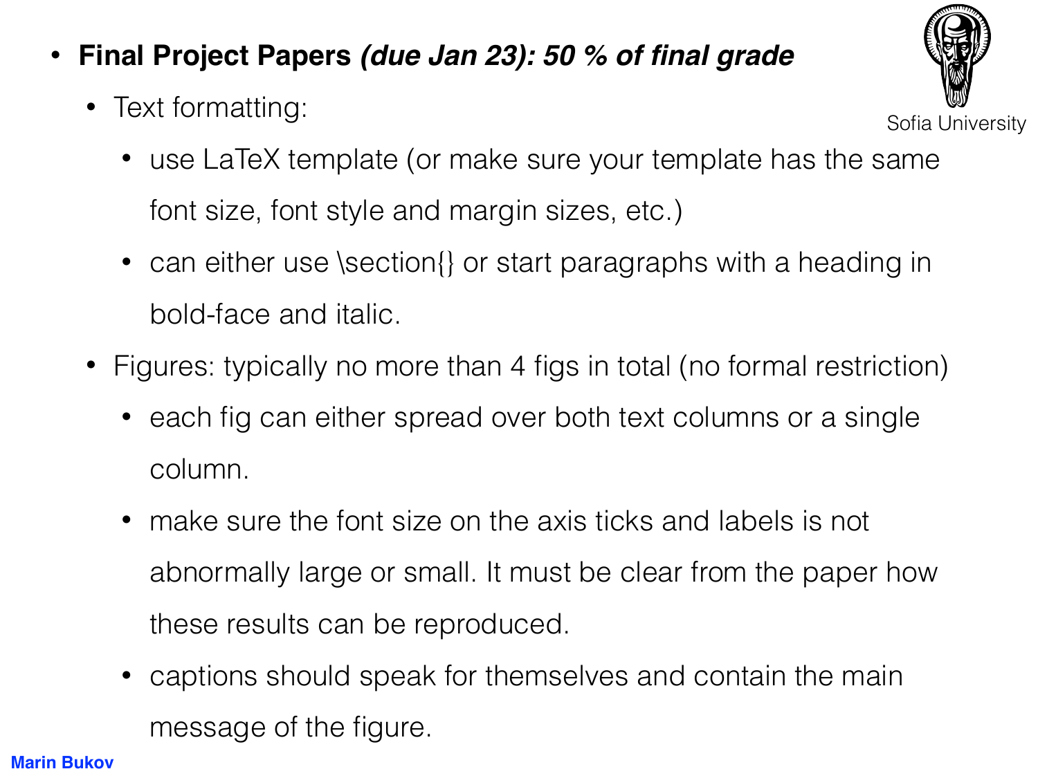- **Final Project Papers *(due Jan 23): 50 % of final grade***
  - Text formatting:
    - use LaTeX template (or make sure your template has the same font size, font style and margin sizes, etc.)
    - can either use \section{} or start paragraphs with a heading in bold-face and italic.
  - Figures: typically no more than 4 figs in total (no formal restriction)
    - each fig can either spread over both text columns or a single column.
    - make sure the font size on the axis ticks and labels is not abnormally large or small. It must be clear from the paper how these results can be reproduced.
    - captions should speak for themselves and contain the main message of the figure.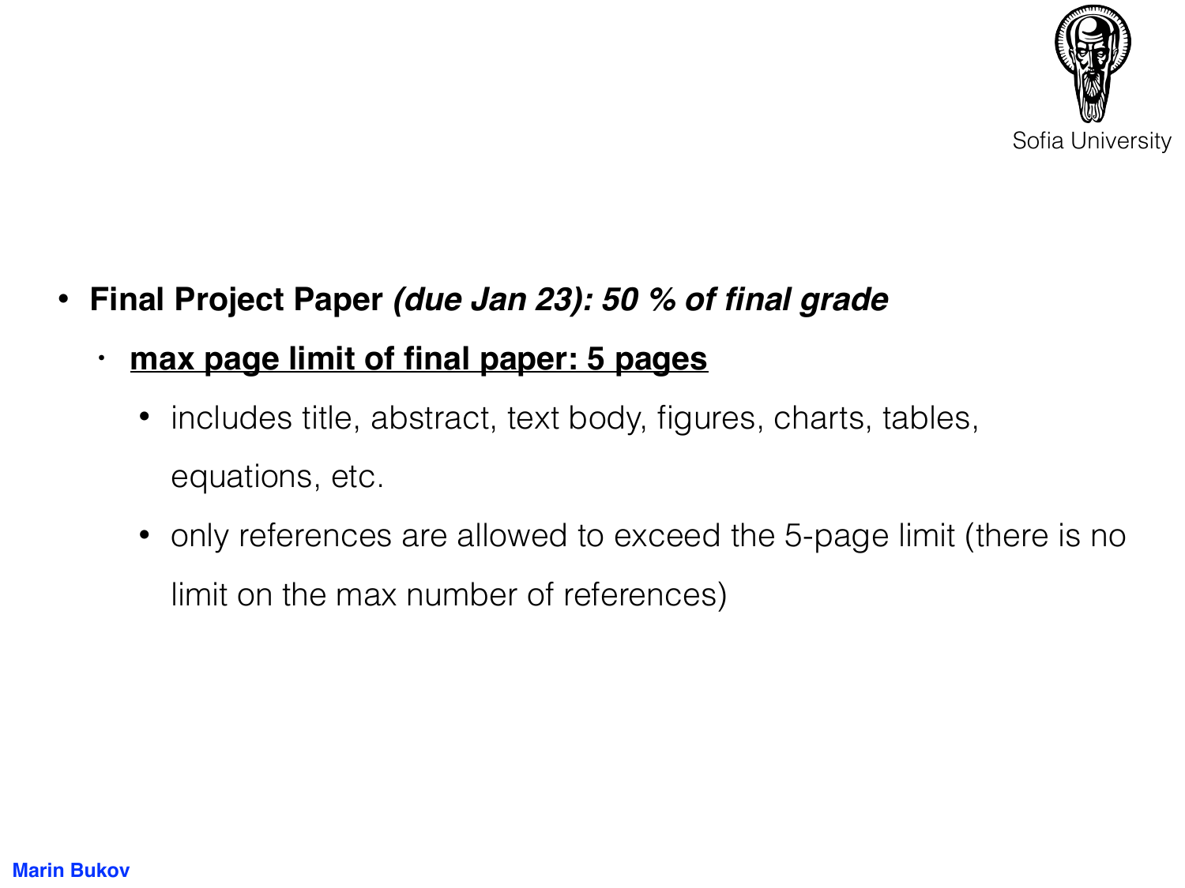- **Final Project Paper *(due Jan 23): 50 % of final grade***
  - **<u>max page limit of final paper: 5 pages</u>**
    - includes title, abstract, text body, figures, charts, tables, equations, etc.
    - only references are allowed to exceed the 5-page limit (there is no limit on the max number of references)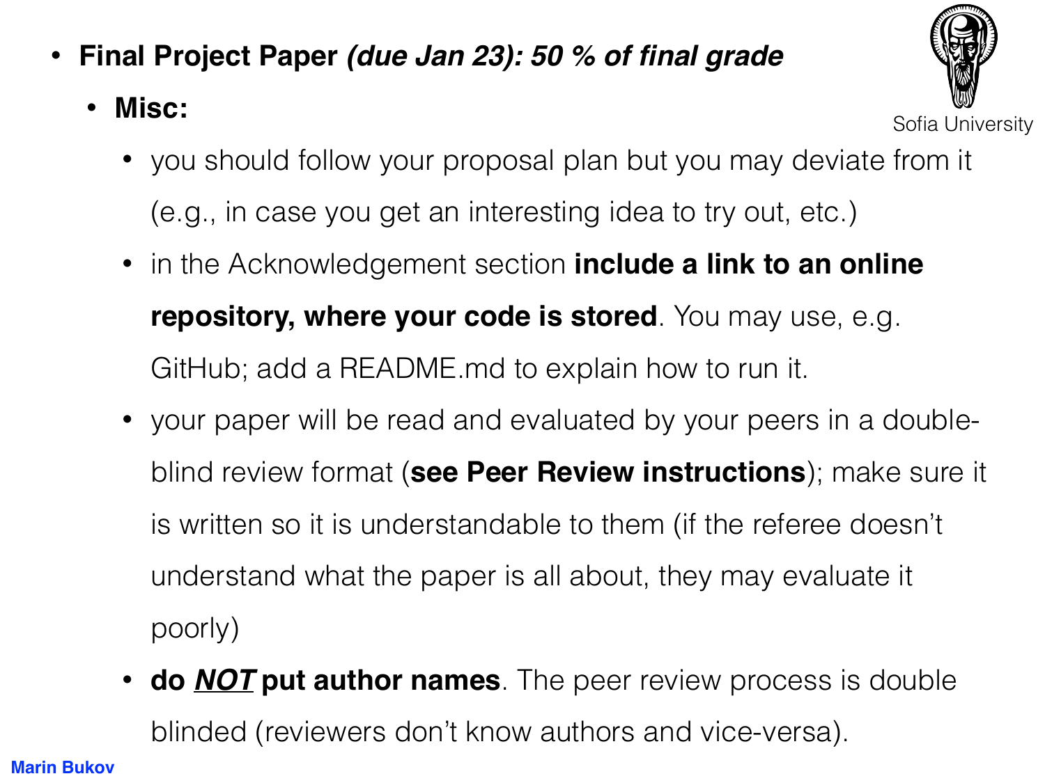- **Final Project Paper *(due Jan 23): 50 % of final grade***
  - **Misc:**
    - you should follow your proposal plan but you may deviate from it (e.g., in case you get an interesting idea to try out, etc.)
    - in the Acknowledgement section **include a link to an online repository, where your code is stored**. You may use, e.g. GitHub; add a README.md to explain how to run it.
    - your paper will be read and evaluated by your peers in a double-blind review format (**see Peer Review instructions**); make sure it is written so it is understandable to them (if the referee doesn't understand what the paper is all about, they may evaluate it poorly)
    - **do *NOT* put author names**. The peer review process is double blinded (reviewers don't know authors and vice-versa).